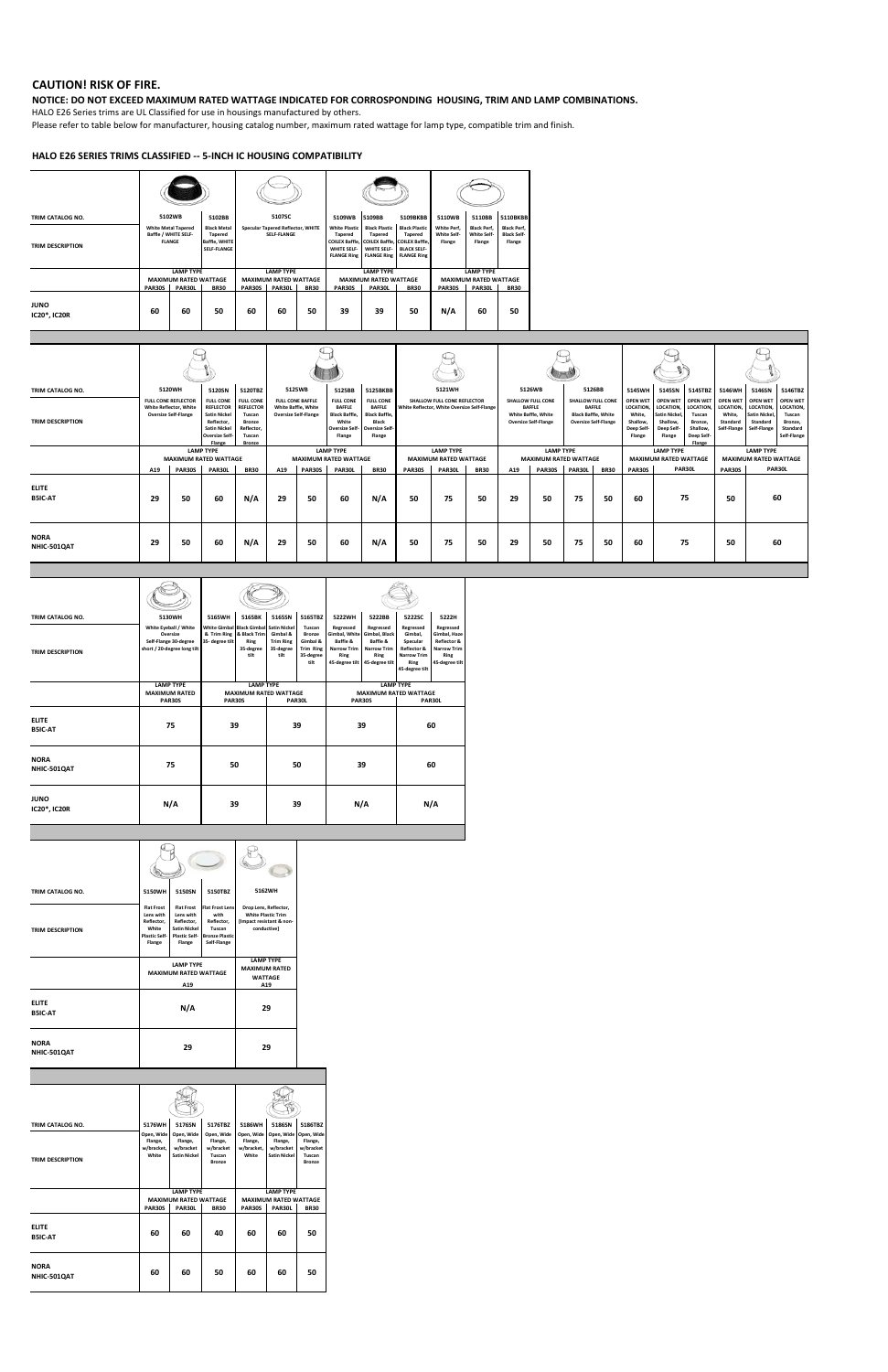# CAUTION! RISK OF FIRE.

**NOTICE: DO NOT EXCEED MAXIMUM RATED WATTAGE INDICATED FOR CORROSPONDING HOUSING, TRIM AND LAMP COMBINATIONS.**

HALO E26 Series trims are UL Classified for use in housings manufactured by others.

Please refer to table below for manufacturer, housing catalog number, maximum rated wattage for lamp type, compatible trim and finish.

## HALO E26 SERIES TRIMS CLASSIFIED -- 5-INCH IC HOUSING COMPATIBILITY

| TRIM CATALOG NO. | 5102WB | | 5102BB | 5107SC | | | 5109WB | 5109BB | 5109BKBB | 5110WB | 5110BB | 5110BKBB |
|---|---|---|---|---|---|---|---|---|---|---|---|---|
| TRIM DESCRIPTION | White Metal Tapered Baffle / WHITE SELF-FLANGE | | Black Metal Tapered Baffle, WHITE SELF-FLANGE | Specular Tapered Reflector, WHITE SELF-FLANGE | | | White Plastic Tapered COILEX Baffle, WHITE SELF-FLANGE Ring | Black Plastic Tapered COILEX Baffle, WHITE SELF-FLANGE Ring | Black Plastic Tapered COILEX Baffle, BLACK SELF-FLANGE Ring | White Perf, White Self-Flange | Black Perf, White Self-Flange | Black Perf, Black Self-Flange |
| | LAMP TYPE MAXIMUM RATED WATTAGE | | | LAMP TYPE MAXIMUM RATED WATTAGE | | | LAMP TYPE MAXIMUM RATED WATTAGE | | | LAMP TYPE MAXIMUM RATED WATTAGE | | |
| | PAR30S | PAR30L | BR30 | PAR30S | PAR30L | BR30 | PAR30S | PAR30L | BR30 | PAR30S | PAR30L | BR30 |
| JUNO IC20*, IC20R | 60 | 60 | 50 | 60 | 60 | 50 | 39 | 39 | 50 | N/A | 60 | 50 |

| TRIM CATALOG NO. | 5120WH | | 5120SN | 5120TBZ | 5125WB | | 5125BB | 5125BKBB | 5121WH | | | 5126WB | | 5126BB | | 5145WH | 5145SN | 5145TBZ | 5146WH | 5146SN | 5146TBZ |
|---|---|---|---|---|---|---|---|---|---|---|---|---|---|---|---|---|---|---|---|---|---|
| TRIM DESCRIPTION | FULL CONE REFLECTOR White Reflector, White Oversize Self-Flange | | FULL CONE REFLECTOR Satin Nickel Reflector, Satin Nickel Oversize Self-Flange | FULL CONE REFLECTOR Tuscan Bronze Reflector, Tuscan Bronze | FULL CONE BAFFLE White Baffle, White Oversize Self-Flange | | FULL CONE BAFFLE Black Baffle, White Oversize Self-Flange | FULL CONE BAFFLE Black Baffle, Black Oversize Self-Flange | SHALLOW FULL CONE REFLECTOR White Reflector, White Oversize Self-Flange | | | SHALLOW FULL CONE BAFFLE White Baffle, White Oversize Self-Flange | | SHALLOW FULL CONE BAFFLE Black Baffle, White Oversize Self-Flange | | OPEN WET LOCATION, White, Shallow, Deep Self-Flange | OPEN WET LOCATION, Satin Nickel, Shallow, Deep Self-Flange | OPEN WET LOCATION, Tuscan Bronze, Shallow, Deep Self-Flange | OPEN WET LOCATION, White, Standard Self-Flange | OPEN WET LOCATION, Satin Nickel, Standard Self-Flange | OPEN WET LOCATION, Tuscan Bronze, Standard Self-Flange |
| | LAMP TYPE MAXIMUM RATED WATTAGE | | | | LAMP TYPE MAXIMUM RATED WATTAGE | | | | LAMP TYPE MAXIMUM RATED WATTAGE | | | LAMP TYPE MAXIMUM RATED WATTAGE | | | | LAMP TYPE MAXIMUM RATED WATTAGE | | | LAMP TYPE MAXIMUM RATED WATTAGE | | |
| | A19 | PAR30S | PAR30L | BR30 | A19 | PAR30S | PAR30L | BR30 | PAR30S | PAR30L | BR30 | A19 | PAR30S | PAR30L | BR30 | PAR30S | PAR30L | | PAR30S | PAR30L | |
| ELITE B5IC-AT | 29 | 50 | 60 | N/A | 29 | 50 | 60 | N/A | 50 | 75 | 50 | 29 | 50 | 75 | 50 | 60 | 75 | | 50 | 60 | |
| NORA NHIC-501QAT | 29 | 50 | 60 | N/A | 29 | 50 | 60 | N/A | 50 | 75 | 50 | 29 | 50 | 75 | 50 | 60 | 75 | | 50 | 60 | |

| TRIM CATALOG NO. | 5130WH | 5165WH | 5165BK | 5165SN | 5165TBZ | 5222WH | 5222BB | 5222SC | 5222H |
|---|---|---|---|---|---|---|---|---|---|
| TRIM DESCRIPTION | White Eyeball / White Oversize Self-Flange 30-degree short / 20-degree long tilt | White Gimbal & Trim Ring 35- degree tilt | Black Gimbal & Black Trim Ring 35-degree tilt | Satin Nickel Gimbal & Trim Ring 35-degree tilt | Tuscan Bronze Gimbal & Trim Ring 35-degree tilt | Regressed Gimbal, White Baffle & Narrow Trim Ring 45-degree tilt | Regressed Gimbal, Black Baffle & Narrow Trim Ring 45-degree tilt | Regressed Gimbal, Specular Reflector & Narrow Trim Ring 45-degree tilt | Regressed Gimbal, Haze Reflector & Narrow Trim Ring 45-degree tilt |
| | LAMP TYPE MAXIMUM RATED | LAMP TYPE MAXIMUM RATED WATTAGE | | | | LAMP TYPE MAXIMUM RATED WATTAGE | | | |
| | PAR30S | PAR30S | | PAR30L | | PAR30S | | PAR30L | |
| ELITE B5IC-AT | 75 | 39 | | 39 | | 39 | | 60 | |
| NORA NHIC-501QAT | 75 | 50 | | 50 | | 39 | | 60 | |
| JUNO IC20*, IC20R | N/A | 39 | | 39 | | N/A | | N/A | |

| TRIM CATALOG NO. | 5150WH | 5150SN | 5150TBZ | 5162WH |
|---|---|---|---|---|
| TRIM DESCRIPTION | Flat Frost Lens with Reflector, White Plastic Self-Flange | Flat Frost Lens with Reflector, Satin Nickel Plastic Self-Flange | Flat Frost Lens with Reflector, Tuscan Bronze Plastic Self-Flange | Drop Lens, Reflector, White Plastic Trim [impact resistant & non-conductive] |
| | LAMP TYPE MAXIMUM RATED WATTAGE | | | LAMP TYPE MAXIMUM RATED WATTAGE |
| | A19 | | | A19 |
| ELITE B5IC-AT | N/A | | | 29 |
| NORA NHIC-501QAT | 29 | | | 29 |

| TRIM CATALOG NO. | 5176WH | 5176SN | 5176TBZ | 5186WH | 5186SN | 5186TBZ |
|---|---|---|---|---|---|---|
| TRIM DESCRIPTION | Open, Wide Flange, w/bracket, White | Open, Wide Flange, w/bracket Satin Nickel | Open, Wide Flange, w/bracket Tuscan Bronze | Open, Wide Flange, w/bracket, White | Open, Wide Flange, w/bracket Satin Nickel | Open, Wide Flange, w/bracket Tuscan Bronze |
| | LAMP TYPE MAXIMUM RATED WATTAGE | | | LAMP TYPE MAXIMUM RATED WATTAGE | | |
| | PAR30S | PAR30L | BR30 | PAR30S | PAR30L | BR30 |
| ELITE B5IC-AT | 60 | 60 | 40 | 60 | 60 | 50 |
| NORA NHIC-501QAT | 60 | 60 | 50 | 60 | 60 | 50 |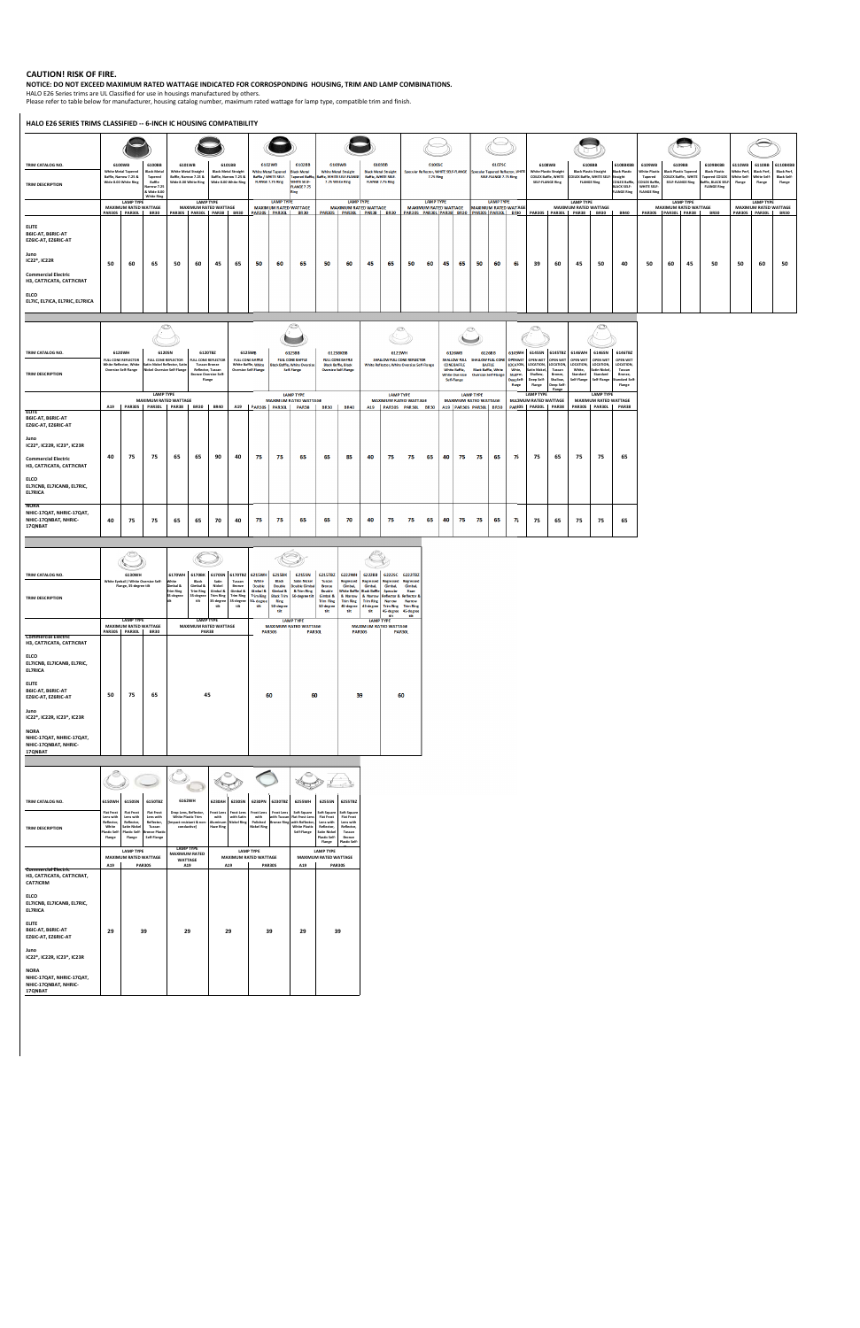**CAUTION! RISK OF FIRE.**

**NOTICE: DO NOT EXCEED MAXIMUM RATED WATTAGE INDICATED FOR CORRESPONDING HOUSING, TRIM AND LAMP COMBINATIONS.**

HALO E26 Series trims are UL Classified for use in housings manufactured by others.
Please refer to table below for manufacturer, housing catalog number, maximum rated wattage for lamp type, compatible trim and finish.

## HALO E26 SERIES TRIMS CLASSIFIED -- 6-INCH IC HOUSING COMPATIBILITY

| TRIM CATALOG NO. | 6100WB | | 6100BB | 6101WB | | 6101BB | | 6102WB | | 6102BB | 6103WB | | 6103BB | | 6105SC | | | | 6107SC | | | 6108WB | | 6108BB | | 6108BKBB | 6109WB | | 6109BB | 6109BKBB | 6110WB | 6110BB | 6110BKBB |
|---|---|---|---|---|---|---|---|---|---|---|---|---|---|---|---|---|---|---|---|---|---|---|---|---|---|---|---|---|---|---|---|---|---|
| TRIM DESCRIPTION | White Metal Tapered Baffle, Narrow 7.25 & Wide 8.00 White Ring | | Black Metal Tapered Baffle Narrow 7.25 & Wide 8.00 White Ring | White Metal Straight Baffle, Narrow 7.25 & Wide 8.00 White Ring | | Black Metal Straight Baffle, Narrow 7.25 & Wide 8.00 White Ring | | White Metal Tapered Baffle / WHITE SELF-FLANGE 7.75 Ring | | Black Metal Tapered Baffle, WHITE SELF-FLANGE 7.75 Ring | White Metal Straight Baffle, WHITE SELF-FLANGE 7.75 Ring | | Black Metal Straight Baffle, WHITE SELF-FLANGE 7.75 Ring | | Specular Reflector, WHITE SELF-FLANGE 7.75 Ring | | | | Specular Tapered Reflector, WHITE SELF-FLANGE 7.75 Ring | | | White Plastic Straight COLEX Baffle, WHITE SELF-FLANGE Ring | | Black Plastic Straight COLEX Baffle, WHITE SELF-FLANGE Ring | | Black Plastic Straight COLEX Baffle, BLACK SELF-FLANGE Ring | White Plastic Tapered COLEX Baffle, WHITE SELF-FLANGE Ring | | Black Plastic Tapered COLEX Baffle, WHITE SELF-FLANGE Ring | Black Plastic Tapered COLEX Baffle, BLACK SELF-FLANGE Ring | White Perf, White Self-Flange | Black Perf, White Self-Flange | Black Perf, Black Self-Flange |
| LAMP TYPE / MAXIMUM RATED WATTAGE | PAR30S | PAR30L | BR30 | PAR30S | PAR30L | PAR38 | BR30 | PAR30S | PAR30L | BR30 | PAR30S | PAR30L | PAR38 | BR30 | PAR30S | PAR30L | PAR38 | BR30 | PAR30S | PAR30L | BR30 | PAR30S | PAR30L | PAR38 | BR30 | BR40 | PAR30S | PAR30L | PAR38 | BR30 | PAR30S | PAR30L | BR30 |
| ELITE B6IC-AT, B6RIC-AT E26IC-AT, E26RIC-AT; Juno IC22*, IC22R; Commercial Electric H3, CAT7ICATA, CAT7ICRAT; ELCO EL7IC, EL7ICA, EL7RIC, EL7RICA | 50 | 60 | 65 | 50 | 60 | 45 | 65 | 50 | 60 | 65 | 50 | 60 | 45 | 65 | 50 | 60 | 45 | 65 | 50 | 60 | 65 | 39 | 60 | 45 | 50 | 40 | 50 | 60 | 45 | 50 | 50 | 60 | 50 |

| TRIM CATALOG NO. | 6120WH | | 6120SN | | 6120TBZ | | 6125WB | | 6125BB | | 6125BKBB | | 6127WH | | | | 6126WB | | 6126BB | | 6165WH | 6165SN | 6165TBZ | 6166WH | 6166SN | 6166TBZ |
|---|---|---|---|---|---|---|---|---|---|---|---|---|---|---|---|---|---|---|---|---|---|---|---|---|---|---|
| TRIM DESCRIPTION | FULL CONE REFLECTOR White Reflector, White Oversize Self-Flange | | FULL CONE REFLECTOR Satin Nickel Reflector, Satin Nickel Oversize Self-Flange | | FULL CONE REFLECTOR Tuscan Bronze Reflector, Tuscan Bronze Oversize Self-Flange | | FULL CONE BAFFLE White Baffle, White Oversize Self-Flange | | FULL CONE BAFFLE Black Baffle, White Oversize Self-Flange | | FULL CONE BAFFLE Black Baffle, Black Oversize Self-Flange | | SHALLOW FULL CONE REFLECTOR White Reflector, White Oversize Self-Flange | | | | SHALLOW FULL CONE BAFFLE, White Baffle, White Oversize Self-Flange | | SHALLOW FULL CONE BAFFLE, Black Baffle, White Oversize Self-Flange | | OPEN WET LOCATION, White, Shallow, Deep Self-Flange | OPEN WET LOCATION, Satin Nickel, Shallow, Deep Self-Flange | OPEN WET LOCATION, Tuscan Bronze, Shallow, Deep Self-Flange | OPEN WET LOCATION, White, Standard Self-Flange | OPEN WET LOCATION, Satin Nickel, Standard Self-Flange | OPEN WET LOCATION, Tuscan Bronze, Standard Self-Flange |
| LAMP TYPE / MAXIMUM RATED WATTAGE | A19 | PAR30S | PAR30L | PAR38 | BR30 | BR40 | A19 | PAR30S | PAR30L | PAR38 | BR30 | BR40 | A19 | PAR30S | PAR30L | BR30 | A19 | PAR30S | PAR30L | BR30 | PAR30S | PAR30L | PAR38 | PAR30S | PAR30L | PAR38 |
| ELITE B6IC-AT, B6RIC-AT E26IC-AT, E26RIC-AT; Juno IC22*, IC22R, IC23*, IC23R; Commercial Electric H3, CAT7ICATA, CAT7ICRAT; ELCO EL7ICNB, EL7ICANB, EL7RIC, EL7RICA | 40 | 75 | 75 | 65 | 65 | 90 | 40 | 75 | 75 | 65 | 65 | 85 | 40 | 75 | 75 | 65 | 40 | 75 | 75 | 65 | 75 | 75 | 65 | 75 | 75 | 65 |
| NORA NHIC-17QAT, NHRIC-17QAT, NHIC-17QNBAT, NHRIC-17QNBAT | 40 | 75 | 75 | 65 | 65 | 70 | 40 | 75 | 75 | 65 | 65 | 70 | 40 | 75 | 75 | 65 | 40 | 75 | 75 | 65 | 75 | 75 | 65 | 75 | 75 | 65 |

| TRIM CATALOG NO. | 6130WH | | | 6170WH | 6170BK | 6170SN | 6170TBZ | 6215WH | 6215BK | 6215SN | 6215TBZ | 6222WH | 6222BB | 6222SC | 6222TBZ |
|---|---|---|---|---|---|---|---|---|---|---|---|---|---|---|---|
| TRIM DESCRIPTION | White Eyeball / White Oversize Self-Flange, 35 degree tilt | | | White Gimbal & Trim Ring 35-degree tilt | Black Gimbal & Trim Ring 35-degree tilt | Satin Nickel Gimbal & Trim Ring 35-degree tilt | Tuscan Bronze Gimbal & Trim Ring 35-degree tilt | White Double Gimbal & Trim Ring 50-degree tilt | Black Double Gimbal & Trim Ring 50-degree tilt | Satin Nickel Double Gimbal & Trim Ring 50-degree tilt | Tuscan Bronze Double Gimbal & Trim Ring 50-degree tilt | Regressed Gimbal, White Baffle & Narrow Trim Ring 45-degree tilt | Regressed Gimbal, Black Baffle & Narrow Trim Ring 45-degree tilt | Regressed Gimbal, Specular Reflector & Narrow Trim Ring 45-degree tilt | Regressed Gimbal, Raw Reflector & Narrow Trim Ring 45-degree tilt |
| LAMP TYPE / MAXIMUM RATED WATTAGE | PAR30S | PAR30L | BR30 | PAR38 | | | | PAR30S | | PAR30L | | PAR30S | | PAR30L | |
| Commercial Electric H3, CAT7ICATA, CAT7ICRAT; ELCO EL7ICNB, EL7ICANB, EL7RIC, EL7RICA; ELITE B6IC-AT, B6RIC-AT E26IC-AT, E26RIC-AT; Juno IC22*, IC22R, IC23*, IC23R; NORA NHIC-17QAT, NHRIC-17QAT, NHIC-17QNBAT, NHRIC-17QNBAT | 50 | 75 | 65 | 45 | | | | 60 | | 60 | | 39 | | 60 | |

| TRIM CATALOG NO. | 6150WH | 6150SN | 6150TBZ | 6162WH | 6230AH | 6230SN | 6230PN | 6230TBZ | 6255WH | 6255SN | 6255TBZ |
|---|---|---|---|---|---|---|---|---|---|---|---|
| TRIM DESCRIPTION | Flat Frost Lens with Reflector, White Plastic Self-Flange | Flat Frost Lens with Reflector, Satin Nickel Plastic Self-Flange | Flat Frost Lens with Reflector, Tuscan Bronze Plastic Self-Flange | Drop Lens, Reflector, White Plastic Trim (impact resistant & non-conductive) | Frost Lens with Aluminum Haze Ring | Frost Lens with Satin Nickel Ring | Frost Lens with Polished Nickel Ring | Frost Lens with Tuscan Bronze Ring | Soft Square Flat Frost Lens with Reflector, White Plastic Self-Flange | Soft Square Flat Frost Lens with Reflector, Satin Nickel Plastic Self-Flange | Soft Square Flat Frost Lens with Reflector, Tuscan Bronze Plastic Self-Flange |
| LAMP TYPE / MAXIMUM RATED WATTAGE | A19 | PAR30S | | A19 | A19 | PAR30S | | | A19 | PAR30S | |
| Commercial Electric H3, CAT7ICATA, CAT7ICRAT, CAT7ICRM; ELCO EL7ICNB, EL7ICANB, EL7RIC, EL7RICA; ELITE B6IC-AT, B6RIC-AT E26IC-AT, E26RIC-AT; Juno IC22*, IC22R, IC23*, IC23R; NORA NHIC-17QAT, NHRIC-17QAT, NHIC-17QNBAT, NHRIC-17QNBAT | 29 | 39 | | 29 | 29 | 39 | | | 29 | 39 | |